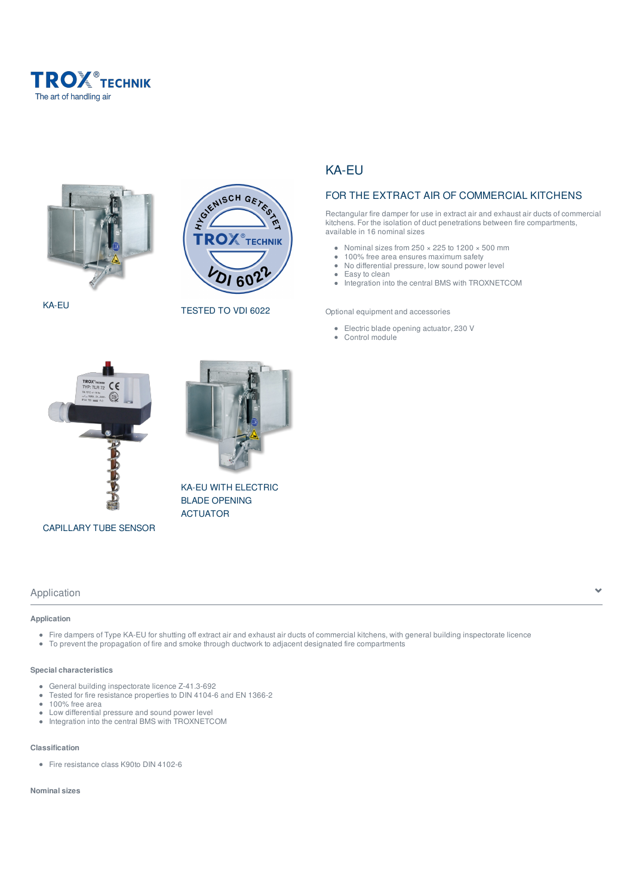TROX® TECHNIK
The art of handling air

KA-EU

TESTED TO VDI 6022

CAPILLARY TUBE SENSOR

KA-EU WITH ELECTRIC BLADE OPENING ACTUATOR

# KA-EU

## FOR THE EXTRACT AIR OF COMMERCIAL KITCHENS

Rectangular fire damper for use in extract air and exhaust air ducts of commercial kitchens. For the isolation of duct penetrations between fire compartments, available in 16 nominal sizes

- Nominal sizes from 250 × 225 to 1200 × 500 mm
- 100% free area ensures maximum safety
- No differential pressure, low sound power level
- Easy to clean
- Integration into the central BMS with TROXNETCOM

Optional equipment and accessories

- Electric blade opening actuator, 230 V
- Control module

## Application

### Application

- Fire dampers of Type KA-EU for shutting off extract air and exhaust air ducts of commercial kitchens, with general building inspectorate licence
- To prevent the propagation of fire and smoke through ductwork to adjacent designated fire compartments

### Special characteristics

- General building inspectorate licence Z-41.3-692
- Tested for fire resistance properties to DIN 4104-6 and EN 1366-2
- 100% free area
- Low differential pressure and sound power level
- Integration into the central BMS with TROXNETCOM

### Classification

- Fire resistance class K90to DIN 4102-6

### Nominal sizes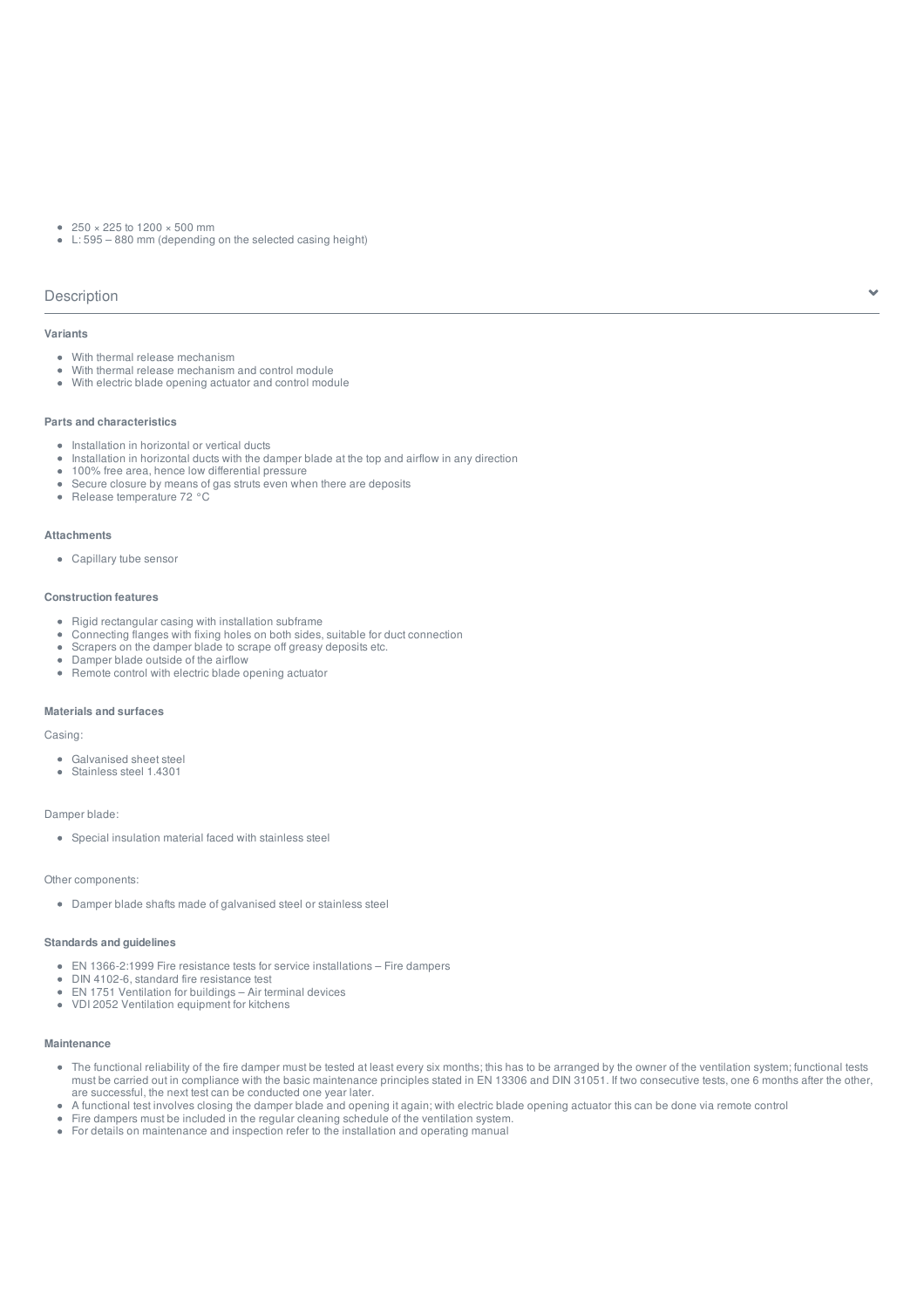- 250 × 225 to 1200 × 500 mm
- L: 595 – 880 mm (depending on the selected casing height)

## Description

### Variants

- With thermal release mechanism
- With thermal release mechanism and control module
- With electric blade opening actuator and control module

### Parts and characteristics

- Installation in horizontal or vertical ducts
- Installation in horizontal ducts with the damper blade at the top and airflow in any direction
- 100% free area, hence low differential pressure
- Secure closure by means of gas struts even when there are deposits
- Release temperature 72 °C

### Attachments

- Capillary tube sensor

### Construction features

- Rigid rectangular casing with installation subframe
- Connecting flanges with fixing holes on both sides, suitable for duct connection
- Scrapers on the damper blade to scrape off greasy deposits etc.
- Damper blade outside of the airflow
- Remote control with electric blade opening actuator

### Materials and surfaces

Casing:

- Galvanised sheet steel
- Stainless steel 1.4301

Damper blade:

- Special insulation material faced with stainless steel

Other components:

- Damper blade shafts made of galvanised steel or stainless steel

### Standards and guidelines

- EN 1366-2:1999 Fire resistance tests for service installations – Fire dampers
- DIN 4102-6, standard fire resistance test
- EN 1751 Ventilation for buildings – Air terminal devices
- VDI 2052 Ventilation equipment for kitchens

### Maintenance

- The functional reliability of the fire damper must be tested at least every six months; this has to be arranged by the owner of the ventilation system; functional tests must be carried out in compliance with the basic maintenance principles stated in EN 13306 and DIN 31051. If two consecutive tests, one 6 months after the other, are successful, the next test can be conducted one year later.
- A functional test involves closing the damper blade and opening it again; with electric blade opening actuator this can be done via remote control
- Fire dampers must be included in the regular cleaning schedule of the ventilation system.
- For details on maintenance and inspection refer to the installation and operating manual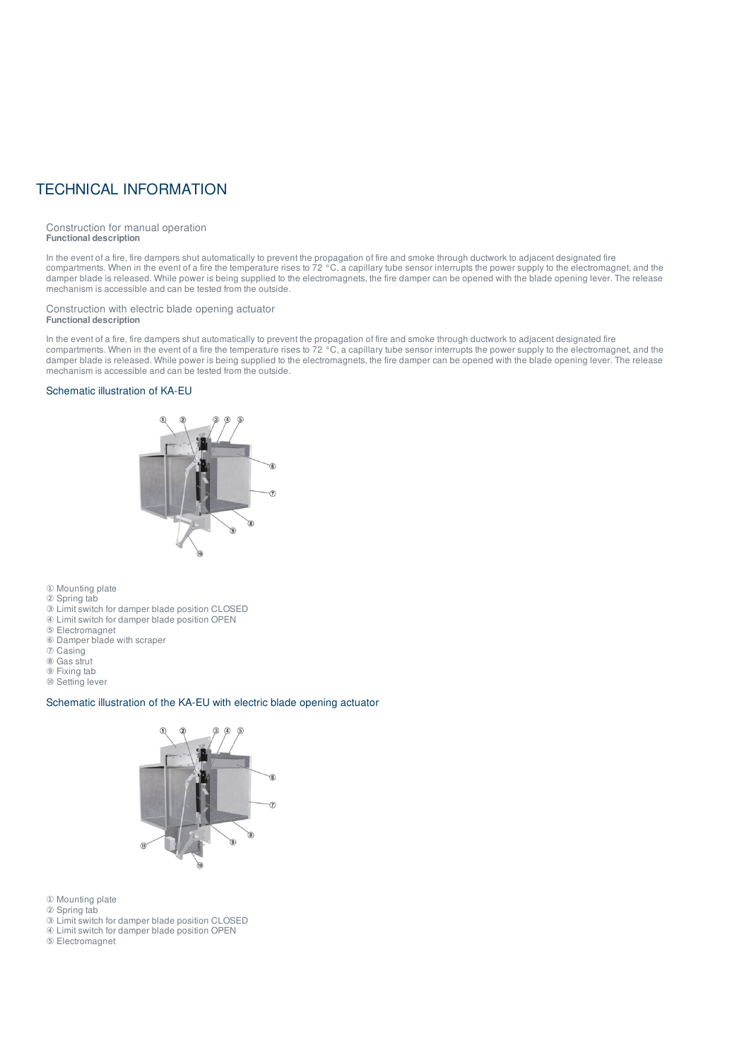# TECHNICAL INFORMATION

## Construction for manual operation

**Functional description**

In the event of a fire, fire dampers shut automatically to prevent the propagation of fire and smoke through ductwork to adjacent designated fire compartments. When in the event of a fire the temperature rises to 72 °C, a capillary tube sensor interrupts the power supply to the electromagnet, and the damper blade is released. While power is being supplied to the electromagnets, the fire damper can be opened with the blade opening lever. The release mechanism is accessible and can be tested from the outside.

## Construction with electric blade opening actuator

**Functional description**

In the event of a fire, fire dampers shut automatically to prevent the propagation of fire and smoke through ductwork to adjacent designated fire compartments. When in the event of a fire the temperature rises to 72 °C, a capillary tube sensor interrupts the power supply to the electromagnet, and the damper blade is released. While power is being supplied to the electromagnets, the fire damper can be opened with the blade opening lever. The release mechanism is accessible and can be tested from the outside.

### Schematic illustration of KA-EU

① Mounting plate
② Spring tab
③ Limit switch for damper blade position CLOSED
④ Limit switch for damper blade position OPEN
⑤ Electromagnet
⑥ Damper blade with scraper
⑦ Casing
⑧ Gas strut
⑨ Fixing tab
⑩ Setting lever

### Schematic illustration of the KA-EU with electric blade opening actuator

① Mounting plate
② Spring tab
③ Limit switch for damper blade position CLOSED
④ Limit switch for damper blade position OPEN
⑤ Electromagnet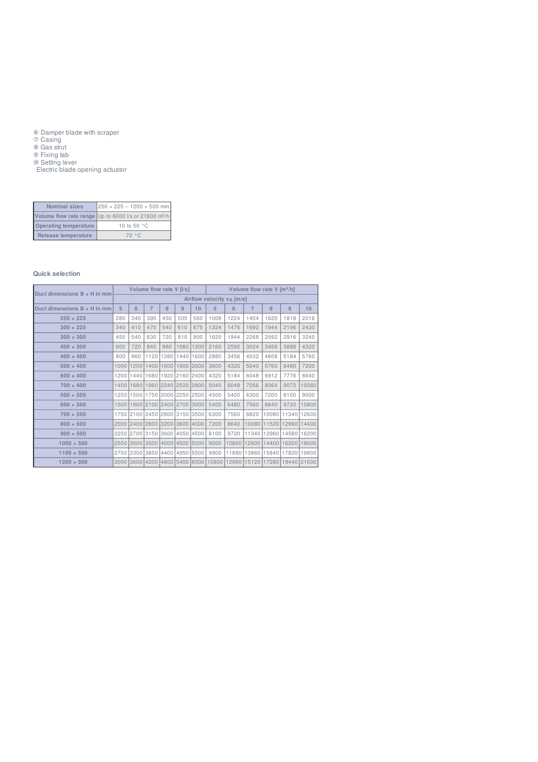⑥ Damper blade with scraper
⑦ Casing
⑧ Gas strut
⑨ Fixing tab
⑩ Setting lever
Electric blade opening actuator

| Nominal sizes | 250 × 225 – 1200 × 500 mm |
|---|---|
| Volume flow rate range | Up to 6000 l/s or 21600 m³/h |
| Operating temperature | 10 to 50 °C |
| Release temperature | 72 °C |

### Quick selection

| Duct dimensions B × H in mm | Volume flow rate V [l/s] | | | | | | Volume flow rate V [m³/h] | | | | | |
|---|---|---|---|---|---|---|---|---|---|---|---|---|
| | Airflow velocity $v_A$ [m/s] | | | | | | | | | | | |
| Duct dimensions B × H in mm | 5 | 6 | 7 | 8 | 9 | 10 | 5 | 6 | 7 | 8 | 9 | 10 |
| 250 × 225 | 280 | 340 | 390 | 450 | 505 | 560 | 1008 | 1224 | 1404 | 1620 | 1818 | 2016 |
| 300 × 225 | 340 | 410 | 470 | 540 | 610 | 675 | 1224 | 1476 | 1692 | 1944 | 2196 | 2430 |
| 300 × 300 | 450 | 540 | 630 | 720 | 810 | 900 | 1620 | 1944 | 2268 | 2592 | 2916 | 3240 |
| 400 × 300 | 600 | 720 | 840 | 960 | 1080 | 1200 | 2160 | 2592 | 3024 | 3456 | 3888 | 4320 |
| 400 × 400 | 800 | 960 | 1120 | 1280 | 1440 | 1600 | 2880 | 3456 | 4032 | 4608 | 5184 | 5760 |
| 500 × 400 | 1000 | 1200 | 1400 | 1600 | 1800 | 2000 | 3600 | 4320 | 5040 | 5760 | 6480 | 7200 |
| 600 × 400 | 1200 | 1440 | 1680 | 1920 | 2160 | 2400 | 4320 | 5184 | 6048 | 6912 | 7776 | 8640 |
| 700 × 400 | 1400 | 1680 | 1960 | 2240 | 2520 | 2800 | 5040 | 6048 | 7056 | 8064 | 9072 | 10080 |
| 500 × 500 | 1250 | 1500 | 1750 | 2000 | 2250 | 2500 | 4500 | 5400 | 6300 | 7200 | 8100 | 9000 |
| 600 × 500 | 1500 | 1800 | 2100 | 2400 | 2700 | 3000 | 5400 | 6480 | 7560 | 8640 | 9720 | 10800 |
| 700 × 500 | 1750 | 2100 | 2450 | 2800 | 3150 | 3500 | 6300 | 7560 | 8820 | 10080 | 11340 | 12600 |
| 800 × 500 | 2000 | 2400 | 2800 | 3200 | 3600 | 4000 | 7200 | 8640 | 10080 | 11520 | 12960 | 14400 |
| 900 × 500 | 2250 | 2700 | 3150 | 3600 | 4050 | 4500 | 8100 | 9720 | 11340 | 12960 | 14580 | 16200 |
| 1000 × 500 | 2500 | 3000 | 3500 | 4000 | 4500 | 5000 | 9000 | 10800 | 12600 | 14400 | 16200 | 18000 |
| 1100 × 500 | 2750 | 3300 | 3850 | 4400 | 4950 | 5500 | 9900 | 11880 | 13860 | 15840 | 17820 | 19800 |
| 1200 × 500 | 3000 | 3600 | 4200 | 4800 | 5400 | 6000 | 10800 | 12960 | 15120 | 17280 | 19440 | 21600 |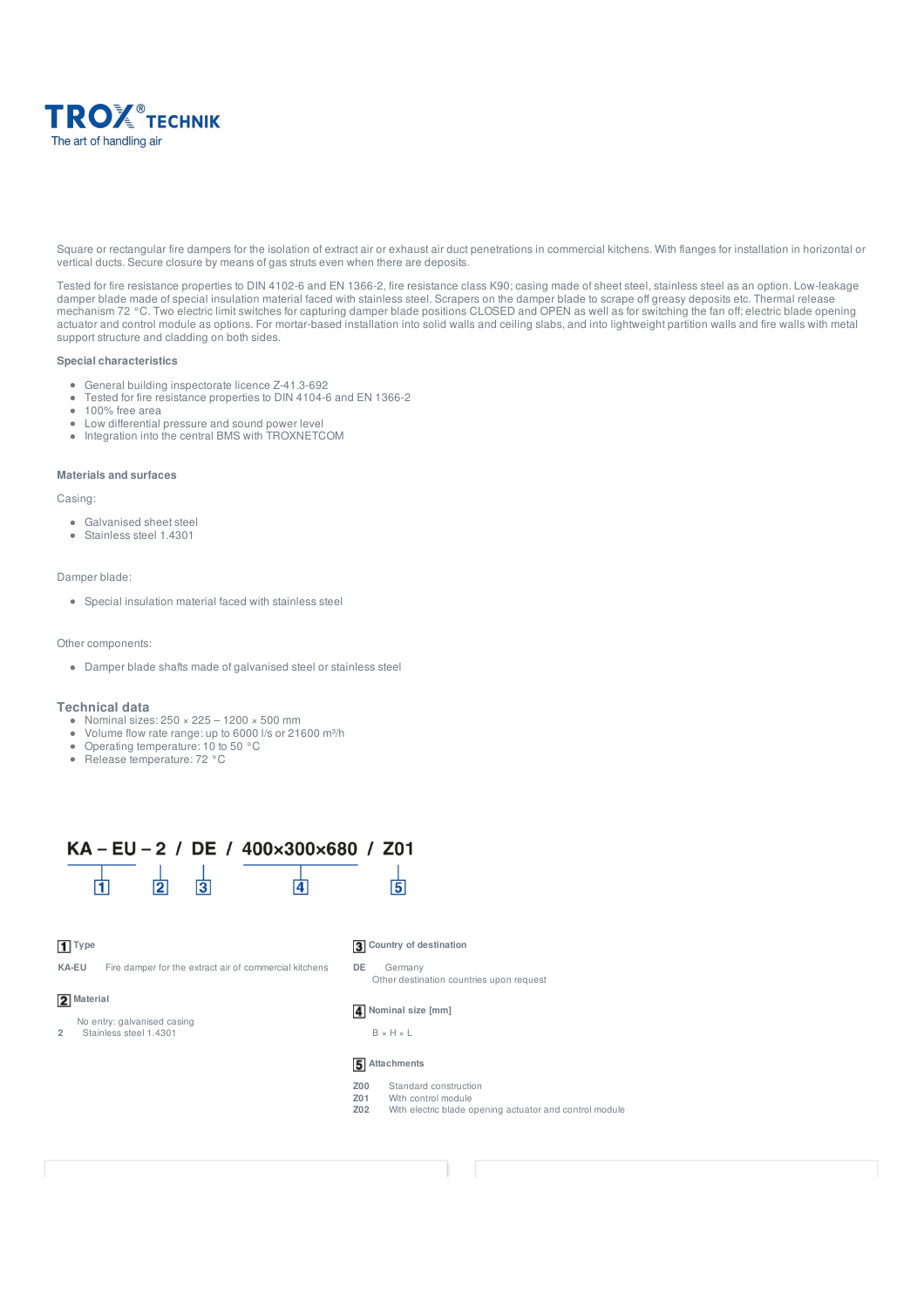TROX® TECHNIK
The art of handling air

Square or rectangular fire dampers for the isolation of extract air or exhaust air duct penetrations in commercial kitchens. With flanges for installation in horizontal or vertical ducts. Secure closure by means of gas struts even when there are deposits.

Tested for fire resistance properties to DIN 4102-6 and EN 1366-2, fire resistance class K90; casing made of sheet steel, stainless steel as an option. Low-leakage damper blade made of special insulation material faced with stainless steel. Scrapers on the damper blade to scrape off greasy deposits etc. Thermal release mechanism 72 °C. Two electric limit switches for capturing damper blade positions CLOSED and OPEN as well as for switching the fan off; electric blade opening actuator and control module as options. For mortar-based installation into solid walls and ceiling slabs, and into lightweight partition walls and fire walls with metal support structure and cladding on both sides.

### Special characteristics

- General building inspectorate licence Z-41.3-692
- Tested for fire resistance properties to DIN 4104-6 and EN 1366-2
- 100% free area
- Low differential pressure and sound power level
- Integration into the central BMS with TROXNETCOM

### Materials and surfaces

Casing:

- Galvanised sheet steel
- Stainless steel 1.4301

Damper blade:

- Special insulation material faced with stainless steel

Other components:

- Damper blade shafts made of galvanised steel or stainless steel

## Technical data

- Nominal sizes: 250 × 225 – 1200 × 500 mm
- Volume flow rate range: up to 6000 l/s or 21600 m³/h
- Operating temperature: 10 to 50 °C
- Release temperature: 72 °C

**KA – EU – 2 / DE / 400×300×680 / Z01**

1 — KA – EU
2 — 2
3 — DE
4 — 400×300×680
5 — Z01

**1 Type**

**KA-EU** Fire damper for the extract air of commercial kitchens

**2 Material**

No entry: galvanised casing
2 Stainless steel 1.4301

**3 Country of destination**

**DE** Germany
Other destination countries upon request

**4 Nominal size [mm]**

B × H × L

**5 Attachments**

**Z00** Standard construction
**Z01** With control module
**Z02** With electric blade opening actuator and control module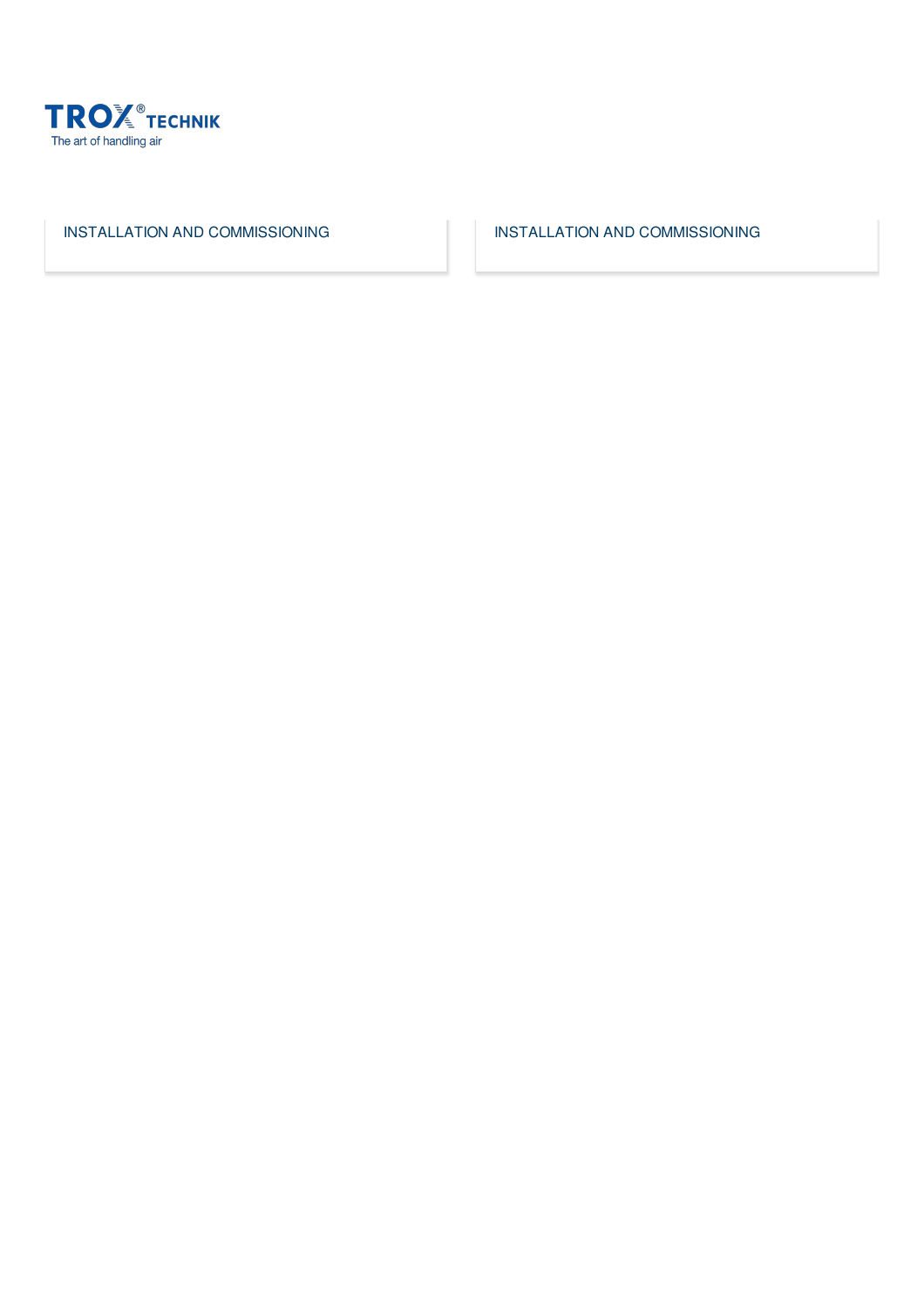INSTALLATION AND COMMISSIONING

INSTALLATION AND COMMISSIONING